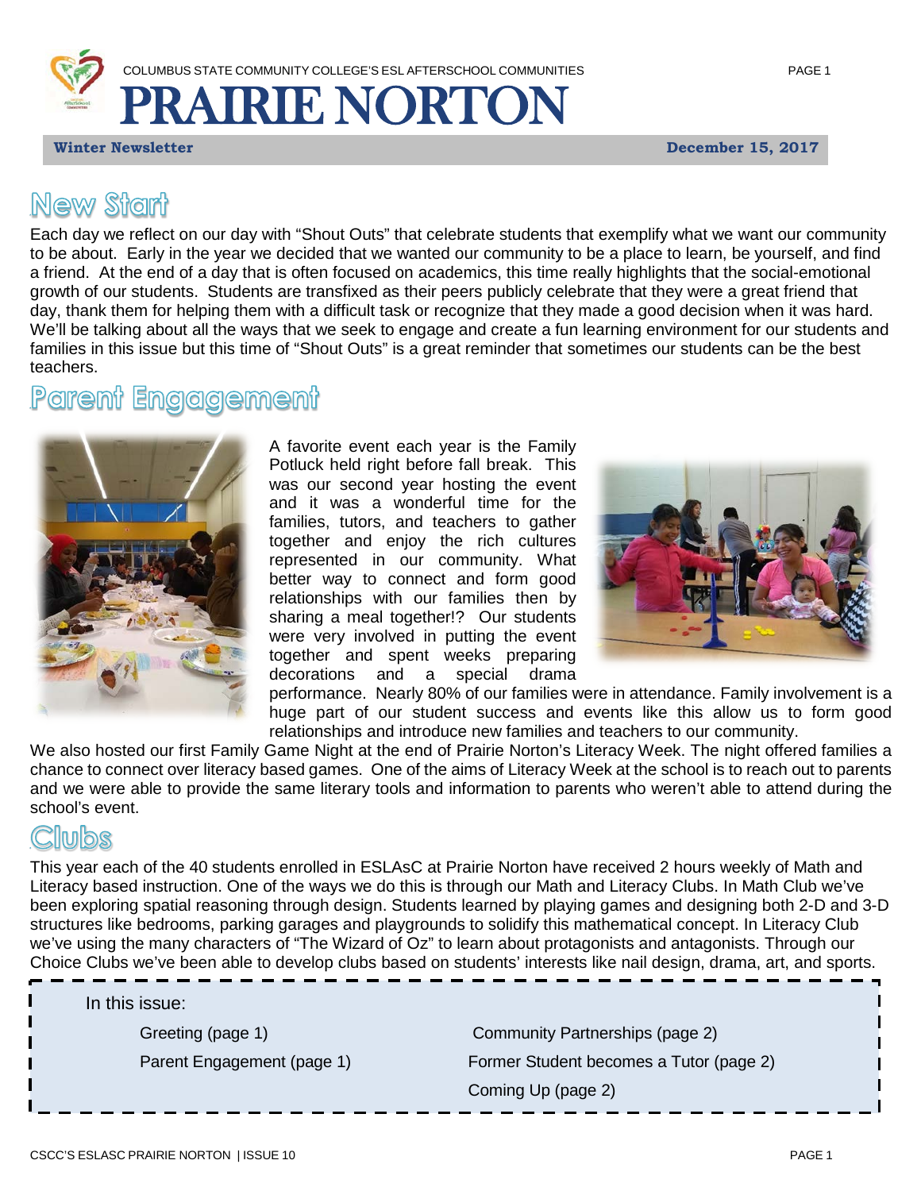COLUMBUS STATE COMMUNITY COLLEGE'S ESL AFTERSCHOOL COMMUNITIES

# PRAIRIE NORTON

**Winter Newsletter** **December 15, 2017**

## New Start

Each day we reflect on our day with "Shout Outs" that celebrate students that exemplify what we want our community to be about. Early in the year we decided that we wanted our community to be a place to learn, be yourself, and find a friend. At the end of a day that is often focused on academics, this time really highlights that the social-emotional growth of our students. Students are transfixed as their peers publicly celebrate that they were a great friend that day, thank them for helping them with a difficult task or recognize that they made a good decision when it was hard. We'll be talking about all the ways that we seek to engage and create a fun learning environment for our students and families in this issue but this time of "Shout Outs" is a great reminder that sometimes our students can be the best teachers.

## Parent Engagement

A favorite event each year is the Family Potluck held right before fall break. This was our second year hosting the event and it was a wonderful time for the families, tutors, and teachers to gather together and enjoy the rich cultures represented in our community. What better way to connect and form good relationships with our families then by sharing a meal together!? Our students were very involved in putting the event together and spent weeks preparing decorations and a special drama performance. Nearly 80% of our families were in attendance. Family involvement is a huge part of our student success and events like this allow us to form good relationships and introduce new families and teachers to our community.

We also hosted our first Family Game Night at the end of Prairie Norton's Literacy Week. The night offered families a chance to connect over literacy based games. One of the aims of Literacy Week at the school is to reach out to parents and we were able to provide the same literary tools and information to parents who weren't able to attend during the school's event.

## Clubs

This year each of the 40 students enrolled in ESLAsC at Prairie Norton have received 2 hours weekly of Math and Literacy based instruction. One of the ways we do this is through our Math and Literacy Clubs. In Math Club we've been exploring spatial reasoning through design. Students learned by playing games and designing both 2-D and 3-D structures like bedrooms, parking garages and playgrounds to solidify this mathematical concept. In Literacy Club we've using the many characters of "The Wizard of Oz" to learn about protagonists and antagonists. Through our Choice Clubs we've been able to develop clubs based on students' interests like nail design, drama, art, and sports.

In this issue:

- Greeting (page 1)
- Parent Engagement (page 1)
- Community Partnerships (page 2)
- Former Student becomes a Tutor (page 2)
- Coming Up (page 2)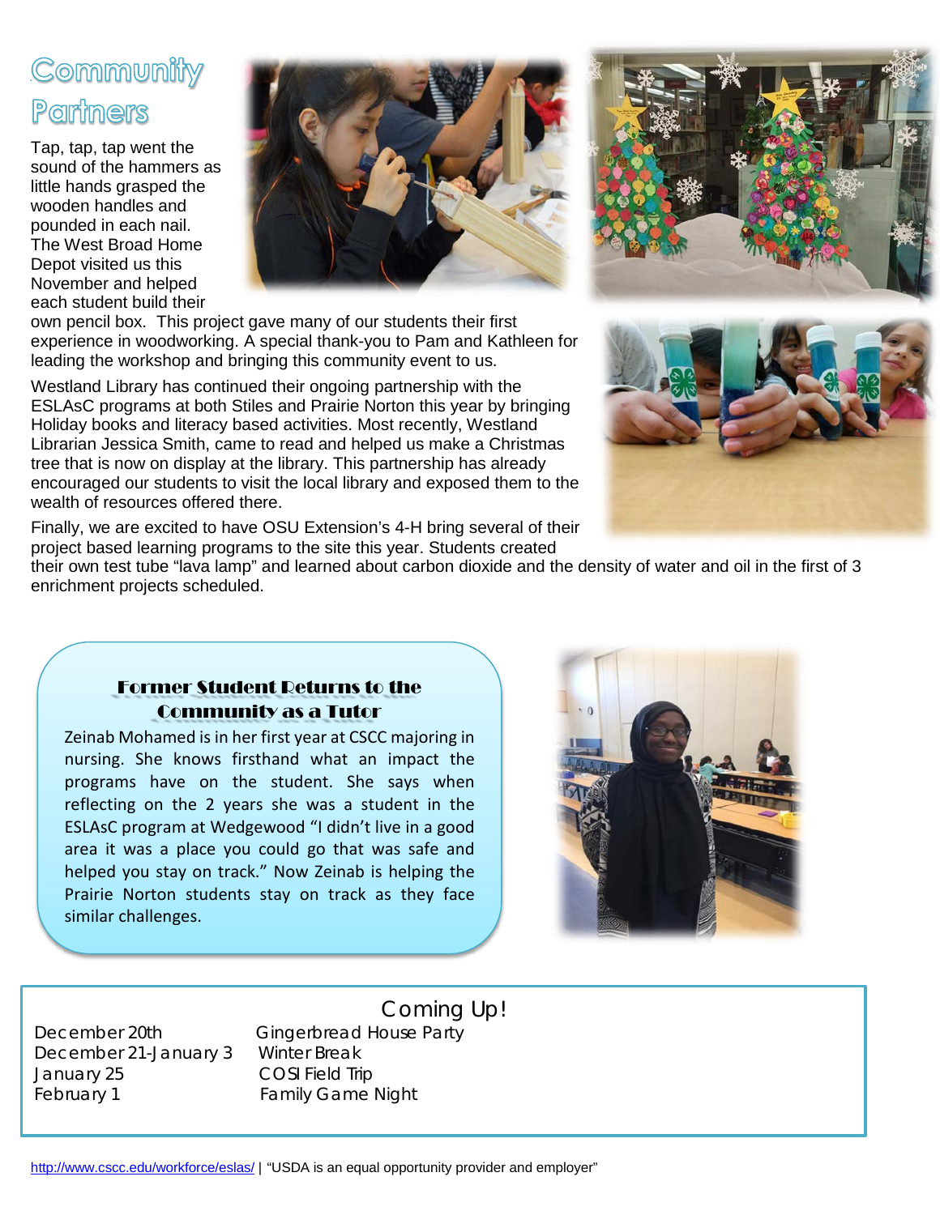## Community Partners

Tap, tap, tap went the sound of the hammers as little hands grasped the wooden handles and pounded in each nail. The West Broad Home Depot visited us this November and helped each student build their own pencil box. This project gave many of our students their first experience in woodworking. A special thank-you to Pam and Kathleen for leading the workshop and bringing this community event to us.

Westland Library has continued their ongoing partnership with the ESLAsC programs at both Stiles and Prairie Norton this year by bringing Holiday books and literacy based activities. Most recently, Westland Librarian Jessica Smith, came to read and helped us make a Christmas tree that is now on display at the library. This partnership has already encouraged our students to visit the local library and exposed them to the wealth of resources offered there.

Finally, we are excited to have OSU Extension's 4-H bring several of their project based learning programs to the site this year. Students created their own test tube "lava lamp" and learned about carbon dioxide and the density of water and oil in the first of 3 enrichment projects scheduled.

### Former Student Returns to the Community as a Tutor

Zeinab Mohamed is in her first year at CSCC majoring in nursing. She knows firsthand what an impact the programs have on the student. She says when reflecting on the 2 years she was a student in the ESLAsC program at Wedgewood "I didn't live in a good area it was a place you could go that was safe and helped you stay on track." Now Zeinab is helping the Prairie Norton students stay on track as they face similar challenges.

### Coming Up!

| | |
|---|---|
| December 20th | Gingerbread House Party |
| December 21-January 3 | Winter Break |
| January 25 | COSI Field Trip |
| February 1 | Family Game Night |

http://www.cscc.edu/workforce/eslas/ | "USDA is an equal opportunity provider and employer"